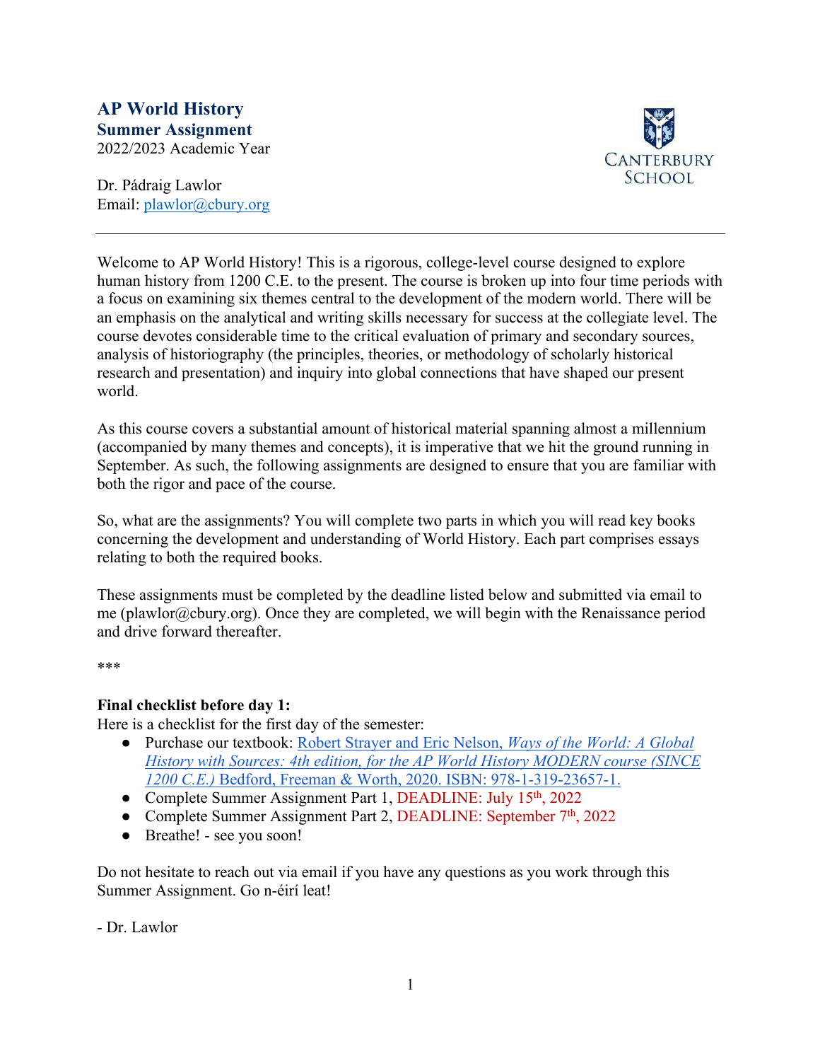# AP World History

## Summer Assignment

2022/2023 Academic Year

Dr. Pádraig Lawlor
Email: [plawlor@cbury.org](mailto:plawlor@cbury.org)

CANTERBURY SCHOOL

---

Welcome to AP World History! This is a rigorous, college-level course designed to explore human history from 1200 C.E. to the present. The course is broken up into four time periods with a focus on examining six themes central to the development of the modern world. There will be an emphasis on the analytical and writing skills necessary for success at the collegiate level. The course devotes considerable time to the critical evaluation of primary and secondary sources, analysis of historiography (the principles, theories, or methodology of scholarly historical research and presentation) and inquiry into global connections that have shaped our present world.

As this course covers a substantial amount of historical material spanning almost a millennium (accompanied by many themes and concepts), it is imperative that we hit the ground running in September. As such, the following assignments are designed to ensure that you are familiar with both the rigor and pace of the course.

So, what are the assignments? You will complete two parts in which you will read key books concerning the development and understanding of World History. Each part comprises essays relating to both the required books.

These assignments must be completed by the deadline listed below and submitted via email to me (plawlor@cbury.org). Once they are completed, we will begin with the Renaissance period and drive forward thereafter.

***

**Final checklist before day 1:**
Here is a checklist for the first day of the semester:

- Purchase our textbook: Robert Strayer and Eric Nelson, *Ways of the World: A Global History with Sources: 4th edition, for the AP World History MODERN course (SINCE 1200 C.E.)* Bedford, Freeman & Worth, 2020. ISBN: 978-1-319-23657-1.
- Complete Summer Assignment Part 1, DEADLINE: July 15th, 2022
- Complete Summer Assignment Part 2, DEADLINE: September 7th, 2022
- Breathe! - see you soon!

Do not hesitate to reach out via email if you have any questions as you work through this Summer Assignment. Go n-éirí leat!

- Dr. Lawlor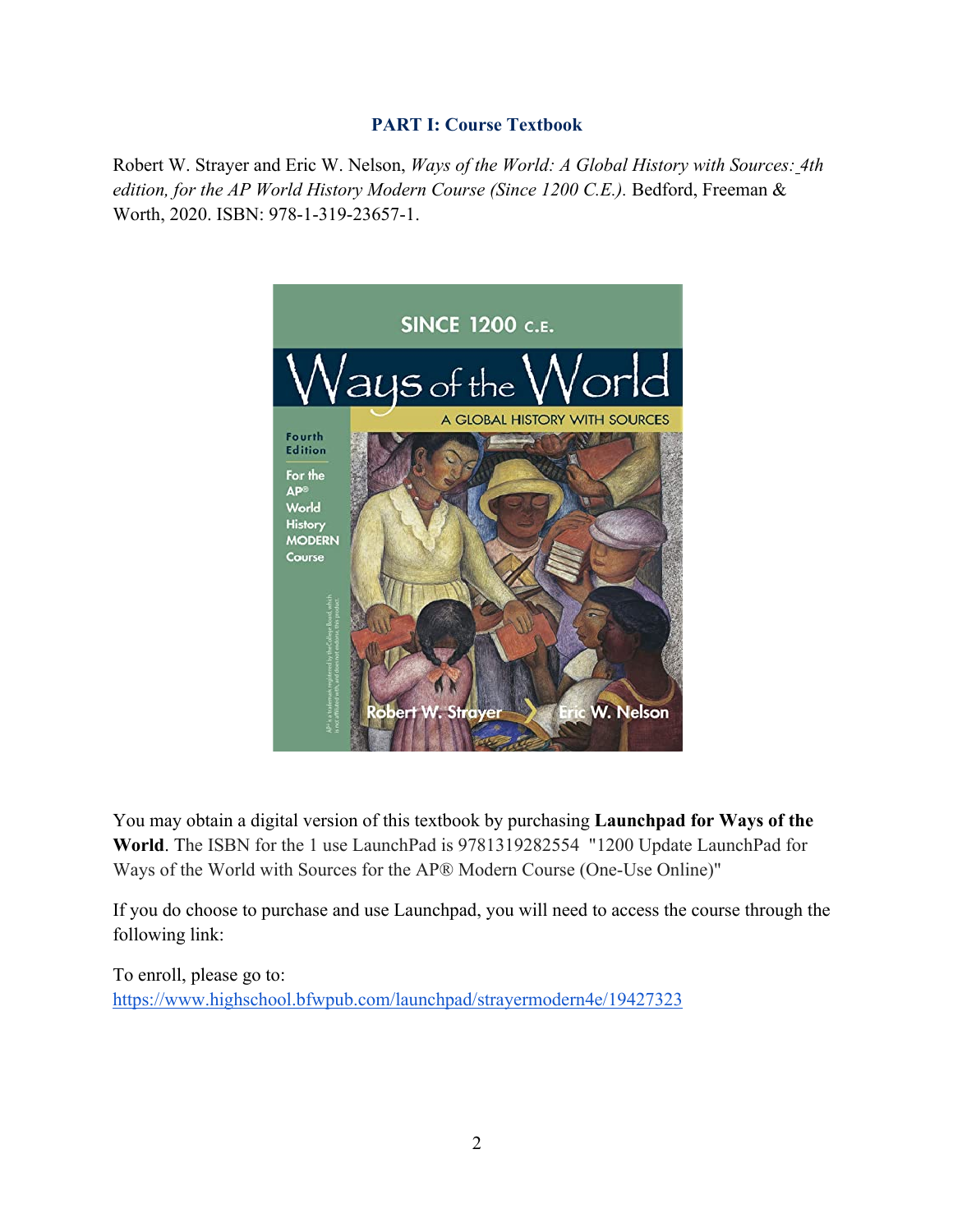## PART I: Course Textbook

Robert W. Strayer and Eric W. Nelson, *Ways of the World: A Global History with Sources: 4th edition, for the AP World History Modern Course (Since 1200 C.E.).* Bedford, Freeman & Worth, 2020. ISBN: 978-1-319-23657-1.

You may obtain a digital version of this textbook by purchasing **Launchpad for Ways of the World**. The ISBN for the 1 use LaunchPad is 9781319282554 "1200 Update LaunchPad for Ways of the World with Sources for the AP® Modern Course (One-Use Online)"

If you do choose to purchase and use Launchpad, you will need to access the course through the following link:

To enroll, please go to:
https://www.highschool.bfwpub.com/launchpad/strayermodern4e/19427323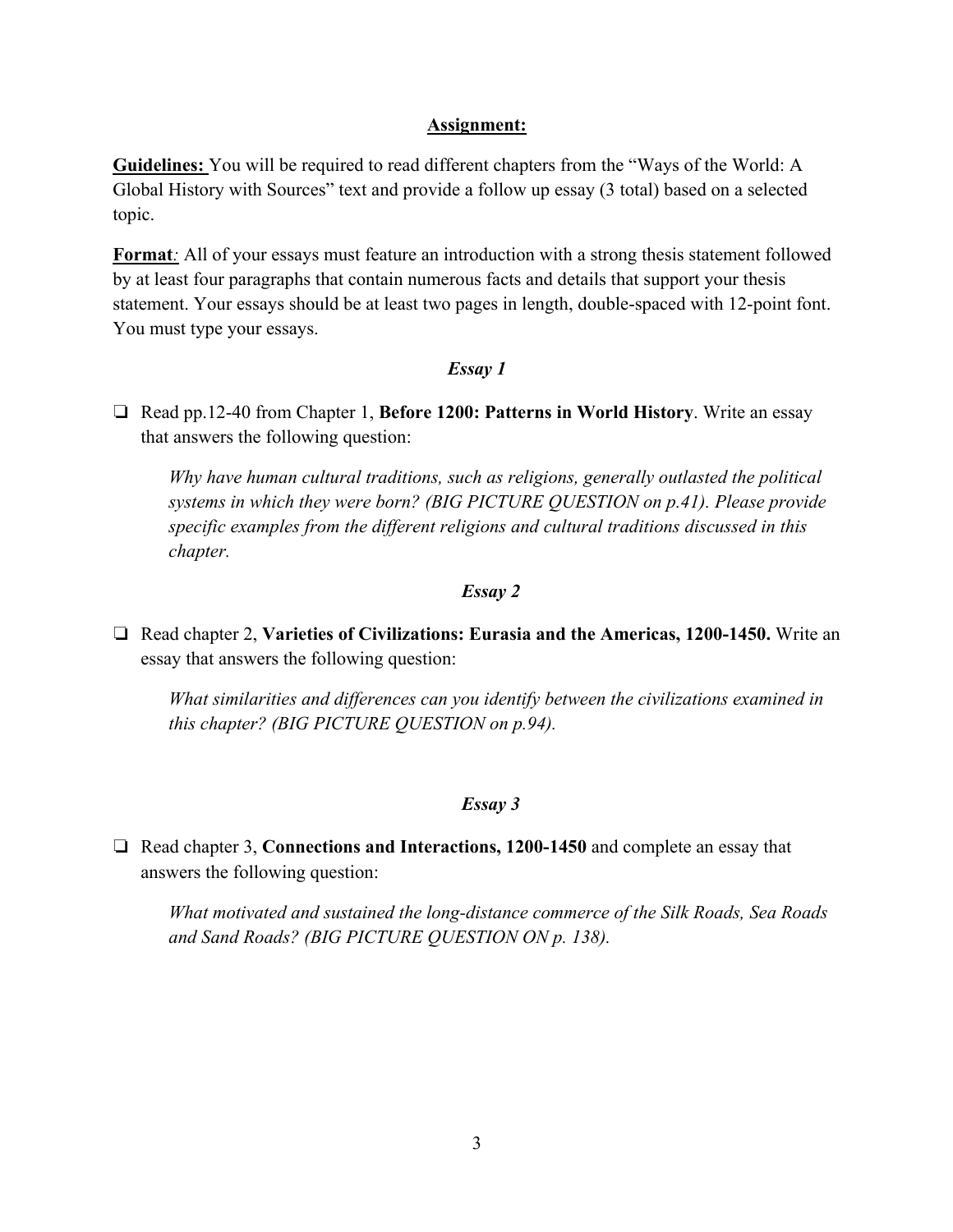**Assignment:**

**Guidelines:** You will be required to read different chapters from the "Ways of the World: A Global History with Sources" text and provide a follow up essay (3 total) based on a selected topic.

**Format**: All of your essays must feature an introduction with a strong thesis statement followed by at least four paragraphs that contain numerous facts and details that support your thesis statement. Your essays should be at least two pages in length, double-spaced with 12-point font. You must type your essays.

***Essay 1***

- [ ] Read pp.12-40 from Chapter 1, **Before 1200: Patterns in World History**. Write an essay that answers the following question:

  *Why have human cultural traditions, such as religions, generally outlasted the political systems in which they were born? (BIG PICTURE QUESTION on p.41). Please provide specific examples from the different religions and cultural traditions discussed in this chapter.*

***Essay 2***

- [ ] Read chapter 2, **Varieties of Civilizations: Eurasia and the Americas, 1200-1450.** Write an essay that answers the following question:

  *What similarities and differences can you identify between the civilizations examined in this chapter? (BIG PICTURE QUESTION on p.94).*

***Essay 3***

- [ ] Read chapter 3, **Connections and Interactions, 1200-1450** and complete an essay that answers the following question:

  *What motivated and sustained the long-distance commerce of the Silk Roads, Sea Roads and Sand Roads? (BIG PICTURE QUESTION ON p. 138).*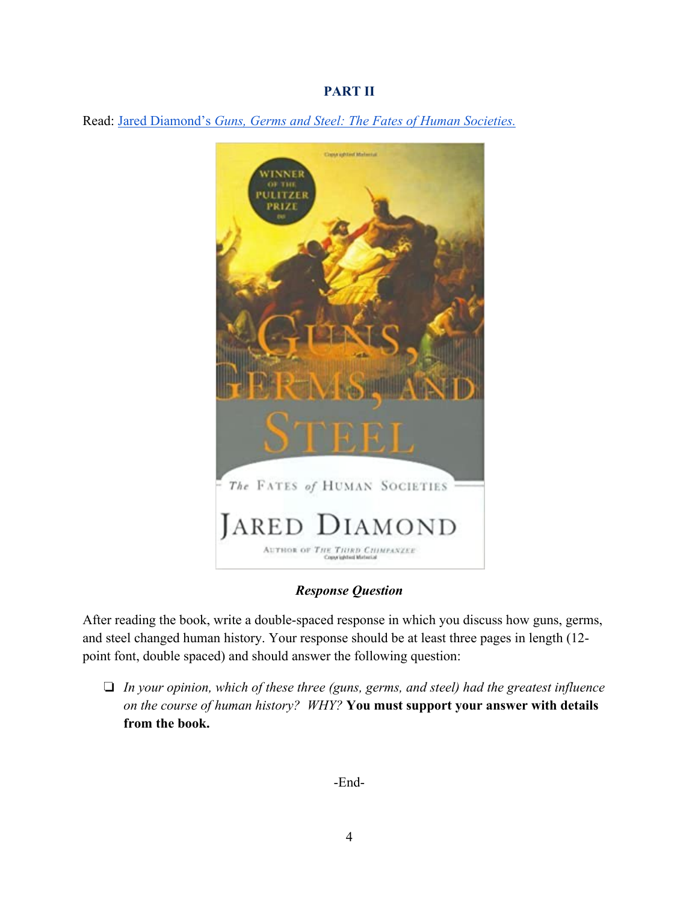**PART II**

Read: Jared Diamond's *Guns, Germs and Steel: The Fates of Human Societies.*

***Response Question***

After reading the book, write a double-spaced response in which you discuss how guns, germs, and steel changed human history. Your response should be at least three pages in length (12-point font, double spaced) and should answer the following question:

- ❑ *In your opinion, which of these three (guns, germs, and steel) had the greatest influence on the course of human history? WHY?* **You must support your answer with details from the book.**

-End-